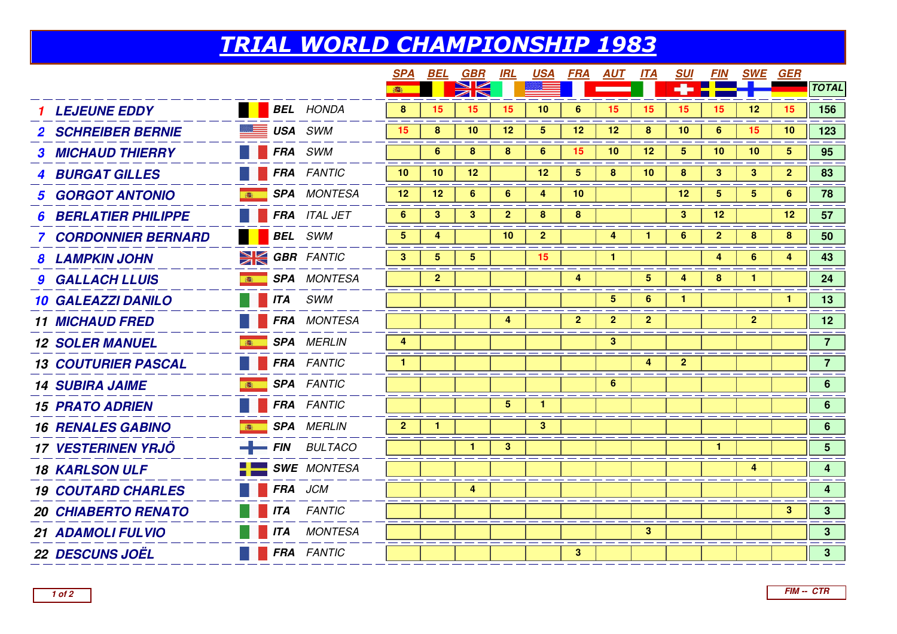# TRIAL WORLD CHAMPIONSHIP 1983

| | Rider | Nat. | Make | SPA | BEL | GBR | IRL | USA | FRA | AUT | ITA | SUI | FIN | SWE | GER | TOTAL |
|---|---|---|---|---|---|---|---|---|---|---|---|---|---|---|---|---|
| 1 | LEJEUNE EDDY | BEL | HONDA | 8 | 15 | 15 | 15 | 10 | 6 | 15 | 15 | 15 | 15 | 12 | 15 | 156 |
| 2 | SCHREIBER BERNIE | USA | SWM | 15 | 8 | 10 | 12 | 5 | 12 | 12 | 8 | 10 | 6 | 15 | 10 | 123 |
| 3 | MICHAUD THIERRY | FRA | SWM | | 6 | 8 | 8 | 6 | 15 | 10 | 12 | 5 | 10 | 10 | 5 | 95 |
| 4 | BURGAT GILLES | FRA | FANTIC | 10 | 10 | 12 | | 12 | 5 | 8 | 10 | 8 | 3 | 3 | 2 | 83 |
| 5 | GORGOT ANTONIO | SPA | MONTESA | 12 | 12 | 6 | 6 | 4 | 10 | | | 12 | 5 | 5 | 6 | 78 |
| 6 | BERLATIER PHILIPPE | FRA | ITAL JET | 6 | 3 | 3 | 2 | 8 | 8 | | | 3 | 12 | | 12 | 57 |
| 7 | CORDONNIER BERNARD | BEL | SWM | 5 | 4 | | 10 | 2 | | 4 | 1 | 6 | 2 | 8 | 8 | 50 |
| 8 | LAMPKIN JOHN | GBR | FANTIC | 3 | 5 | 5 | | 15 | | 1 | | | 4 | 6 | 4 | 43 |
| 9 | GALLACH LLUIS | SPA | MONTESA | | 2 | | | | 4 | | 5 | 4 | 8 | 1 | | 24 |
| 10 | GALEAZZI DANILO | ITA | SWM | | | | | | | 5 | 6 | 1 | | | 1 | 13 |
| 11 | MICHAUD FRED | FRA | MONTESA | | | | 4 | | 2 | 2 | 2 | | | 2 | | 12 |
| 12 | SOLER MANUEL | SPA | MERLIN | 4 | | | | | | 3 | | | | | | 7 |
| 13 | COUTURIER PASCAL | FRA | FANTIC | 1 | | | | | | | 4 | 2 | | | | 7 |
| 14 | SUBIRA JAIME | SPA | FANTIC | | | | | | | 6 | | | | | | 6 |
| 15 | PRATO ADRIEN | FRA | FANTIC | | | | 5 | 1 | | | | | | | | 6 |
| 16 | RENALES GABINO | SPA | MERLIN | 2 | 1 | | | 3 | | | | | | | | 6 |
| 17 | VESTERINEN YRJÖ | FIN | BULTACO | | | 1 | 3 | | | | | | 1 | | | 5 |
| 18 | KARLSON ULF | SWE | MONTESA | | | | | | | | | | | 4 | | 4 |
| 19 | COUTARD CHARLES | FRA | JCM | | | 4 | | | | | | | | | | 4 |
| 20 | CHIABERTO RENATO | ITA | FANTIC | | | | | | | | | | | | 3 | 3 |
| 21 | ADAMOLI FULVIO | ITA | MONTESA | | | | | | | | 3 | | | | | 3 |
| 22 | DESCUNS JOËL | FRA | FANTIC | | | | | | 3 | | | | | | | 3 |

FIM -- CTR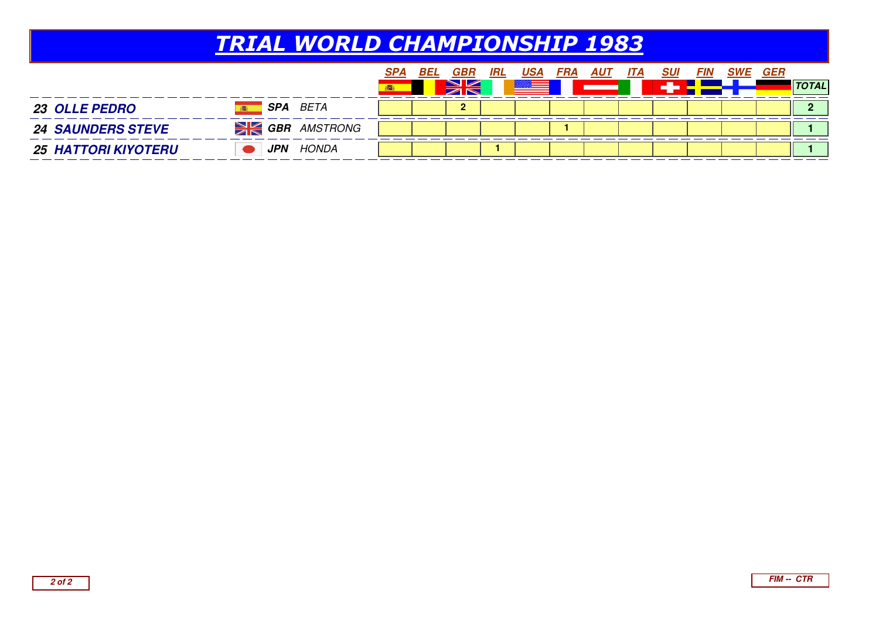# TRIAL WORLD CHAMPIONSHIP 1983

| | | | | SPA | BEL | GBR | IRL | USA | FRA | AUT | ITA | SUI | FIN | SWE | GER | TOTAL |
|---|---|---|---|---|---|---|---|---|---|---|---|---|---|---|---|---|
| 23 | OLLE PEDRO | SPA | BETA | | | 2 | | | | | | | | | | 2 |
| 24 | SAUNDERS STEVE | GBR | AMSTRONG | | | | | | 1 | | | | | | | 1 |
| 25 | HATTORI KIYOTERU | JPN | HONDA | | | | 1 | | | | | | | | | 1 |

FIM -- CTR